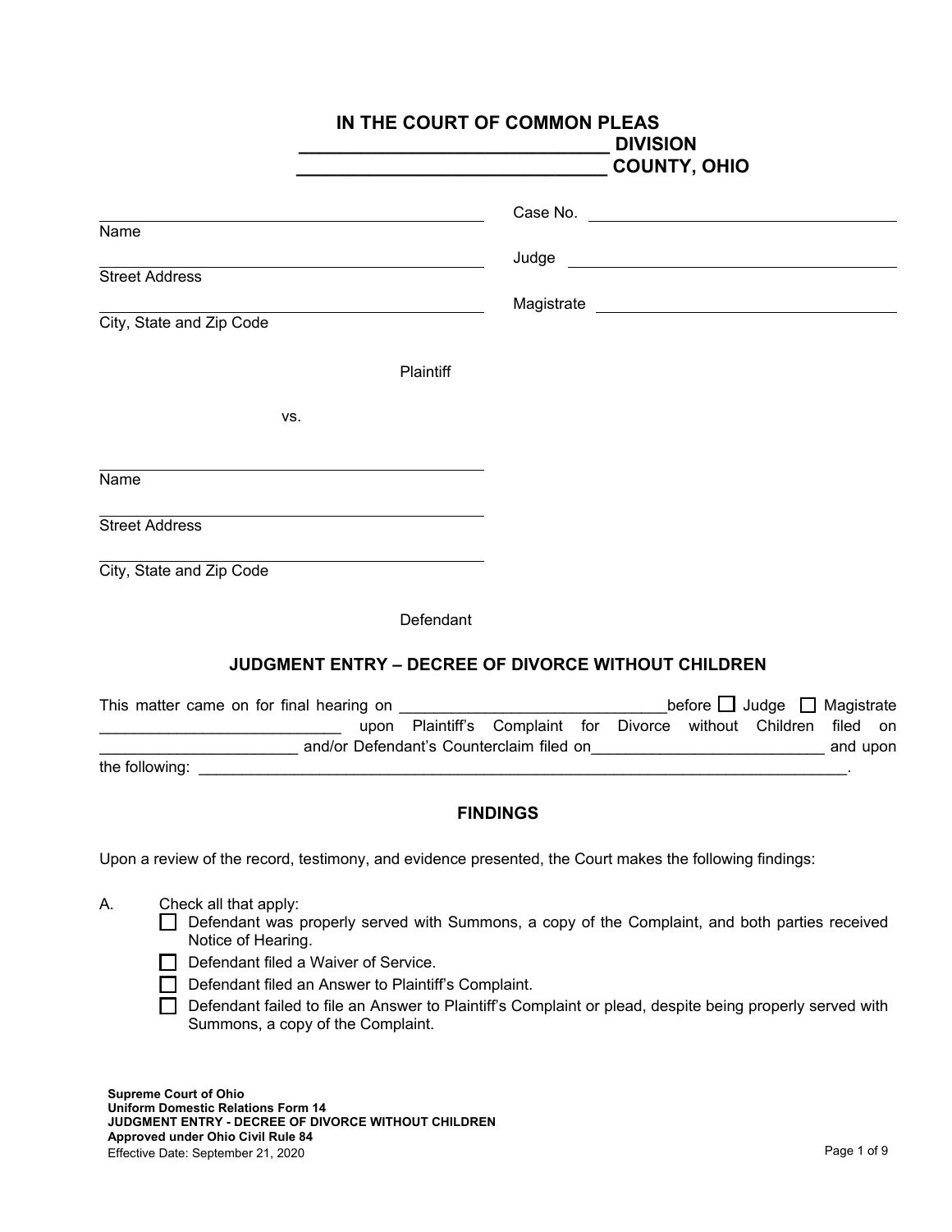# IN THE COURT OF COMMON PLEAS
## ______________________________ DIVISION
## ______________________________ COUNTY, OHIO

______________________________________________
Name

______________________________________________
Street Address

______________________________________________
City, State and Zip Code

Plaintiff

vs.

______________________________________________
Name

______________________________________________
Street Address

______________________________________________
City, State and Zip Code

Defendant

Case No. ______________________________

Judge ______________________________

Magistrate ______________________________

### JUDGMENT ENTRY – DECREE OF DIVORCE WITHOUT CHILDREN

This matter came on for final hearing on ______________________________ before ☐ Judge ☐ Magistrate ___________________________ upon Plaintiff's Complaint for Divorce without Children filed on ______________________ and/or Defendant's Counterclaim filed on__________________________ and upon the following: ___________________________________________________________________________.

### FINDINGS

Upon a review of the record, testimony, and evidence presented, the Court makes the following findings:

A. Check all that apply:
- ☐ Defendant was properly served with Summons, a copy of the Complaint, and both parties received Notice of Hearing.
- ☐ Defendant filed a Waiver of Service.
- ☐ Defendant filed an Answer to Plaintiff's Complaint.
- ☐ Defendant failed to file an Answer to Plaintiff's Complaint or plead, despite being properly served with Summons, a copy of the Complaint.

**Supreme Court of Ohio**
**Uniform Domestic Relations Form 14**
**JUDGMENT ENTRY - DECREE OF DIVORCE WITHOUT CHILDREN**
**Approved under Ohio Civil Rule 84**
Effective Date: September 21, 2020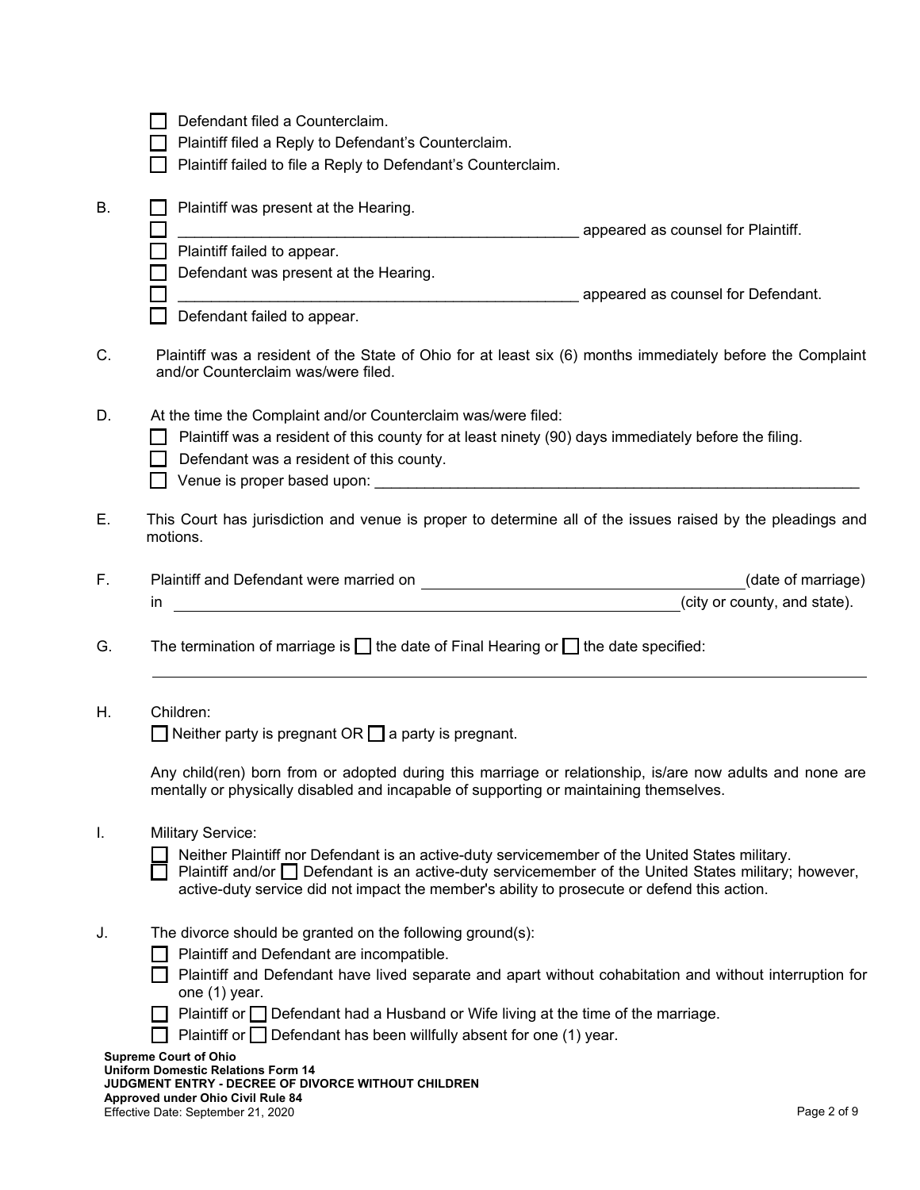☐ Defendant filed a Counterclaim.
☐ Plaintiff filed a Reply to Defendant's Counterclaim.
☐ Plaintiff failed to file a Reply to Defendant's Counterclaim.

B. ☐ Plaintiff was present at the Hearing.
☐ _________________________________________________ appeared as counsel for Plaintiff.
☐ Plaintiff failed to appear.
☐ Defendant was present at the Hearing.
☐ _________________________________________________ appeared as counsel for Defendant.
☐ Defendant failed to appear.

C. Plaintiff was a resident of the State of Ohio for at least six (6) months immediately before the Complaint and/or Counterclaim was/were filed.

D. At the time the Complaint and/or Counterclaim was/were filed:
☐ Plaintiff was a resident of this county for at least ninety (90) days immediately before the filing.
☐ Defendant was a resident of this county.
☐ Venue is proper based upon: ____________________________________________________________

E. This Court has jurisdiction and venue is proper to determine all of the issues raised by the pleadings and motions.

F. Plaintiff and Defendant were married on ____________________________________(date of marriage) in ____________________________________________________________(city or county, and state).

G. The termination of marriage is ☐ the date of Final Hearing or ☐ the date specified:

________________________________________________________________________________

H. Children:
☐ Neither party is pregnant OR ☐ a party is pregnant.

Any child(ren) born from or adopted during this marriage or relationship, is/are now adults and none are mentally or physically disabled and incapable of supporting or maintaining themselves.

I. Military Service:
☐ Neither Plaintiff nor Defendant is an active-duty servicemember of the United States military.
☐ Plaintiff and/or ☐ Defendant is an active-duty servicemember of the United States military; however, active-duty service did not impact the member's ability to prosecute or defend this action.

J. The divorce should be granted on the following ground(s):
☐ Plaintiff and Defendant are incompatible.
☐ Plaintiff and Defendant have lived separate and apart without cohabitation and without interruption for one (1) year.
☐ Plaintiff or ☐ Defendant had a Husband or Wife living at the time of the marriage.
☐ Plaintiff or ☐ Defendant has been willfully absent for one (1) year.

**Supreme Court of Ohio**
**Uniform Domestic Relations Form 14**
**JUDGMENT ENTRY - DECREE OF DIVORCE WITHOUT CHILDREN**
**Approved under Ohio Civil Rule 84**
Effective Date: September 21, 2020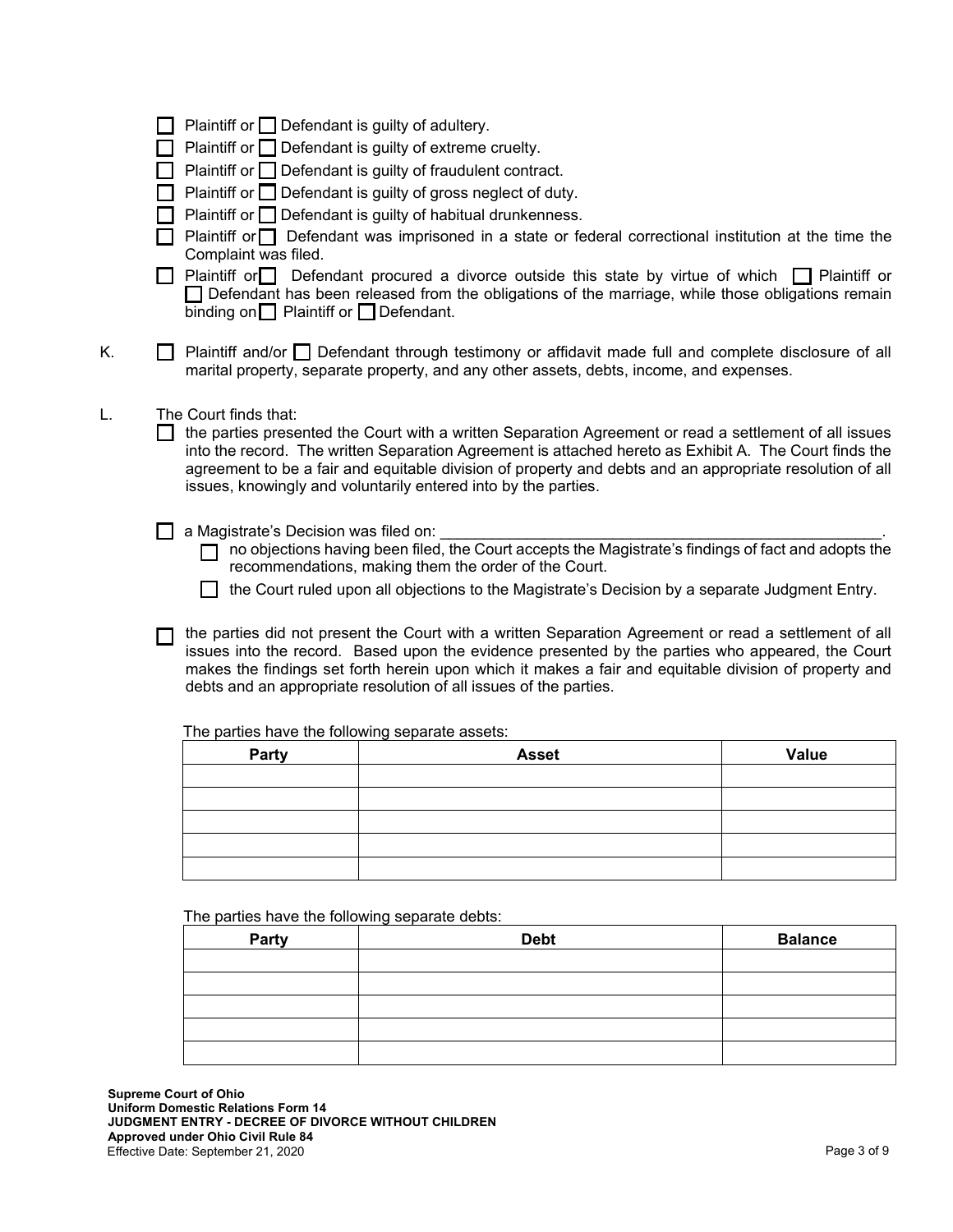☐ Plaintiff or ☐ Defendant is guilty of adultery.

☐ Plaintiff or ☐ Defendant is guilty of extreme cruelty.

☐ Plaintiff or ☐ Defendant is guilty of fraudulent contract.

☐ Plaintiff or ☐ Defendant is guilty of gross neglect of duty.

☐ Plaintiff or ☐ Defendant is guilty of habitual drunkenness.

☐ Plaintiff or ☐ Defendant was imprisoned in a state or federal correctional institution at the time the Complaint was filed.

☐ Plaintiff or ☐ Defendant procured a divorce outside this state by virtue of which ☐ Plaintiff or ☐ Defendant has been released from the obligations of the marriage, while those obligations remain binding on ☐ Plaintiff or ☐ Defendant.

K. ☐ Plaintiff and/or ☐ Defendant through testimony or affidavit made full and complete disclosure of all marital property, separate property, and any other assets, debts, income, and expenses.

L. The Court finds that:

☐ the parties presented the Court with a written Separation Agreement or read a settlement of all issues into the record. The written Separation Agreement is attached hereto as Exhibit A. The Court finds the agreement to be a fair and equitable division of property and debts and an appropriate resolution of all issues, knowingly and voluntarily entered into by the parties.

☐ a Magistrate's Decision was filed on: ____________________________________________________.

- ☐ no objections having been filed, the Court accepts the Magistrate's findings of fact and adopts the recommendations, making them the order of the Court.
- ☐ the Court ruled upon all objections to the Magistrate's Decision by a separate Judgment Entry.

☐ the parties did not present the Court with a written Separation Agreement or read a settlement of all issues into the record. Based upon the evidence presented by the parties who appeared, the Court makes the findings set forth herein upon which it makes a fair and equitable division of property and debts and an appropriate resolution of all issues of the parties.

The parties have the following separate assets:

| Party | Asset | Value |
|---|---|---|
| | | |
| | | |
| | | |
| | | |
| | | |

The parties have the following separate debts:

| Party | Debt | Balance |
|---|---|---|
| | | |
| | | |
| | | |
| | | |
| | | |

**Supreme Court of Ohio**
**Uniform Domestic Relations Form 14**
**JUDGMENT ENTRY - DECREE OF DIVORCE WITHOUT CHILDREN**
**Approved under Ohio Civil Rule 84**
Effective Date: September 21, 2020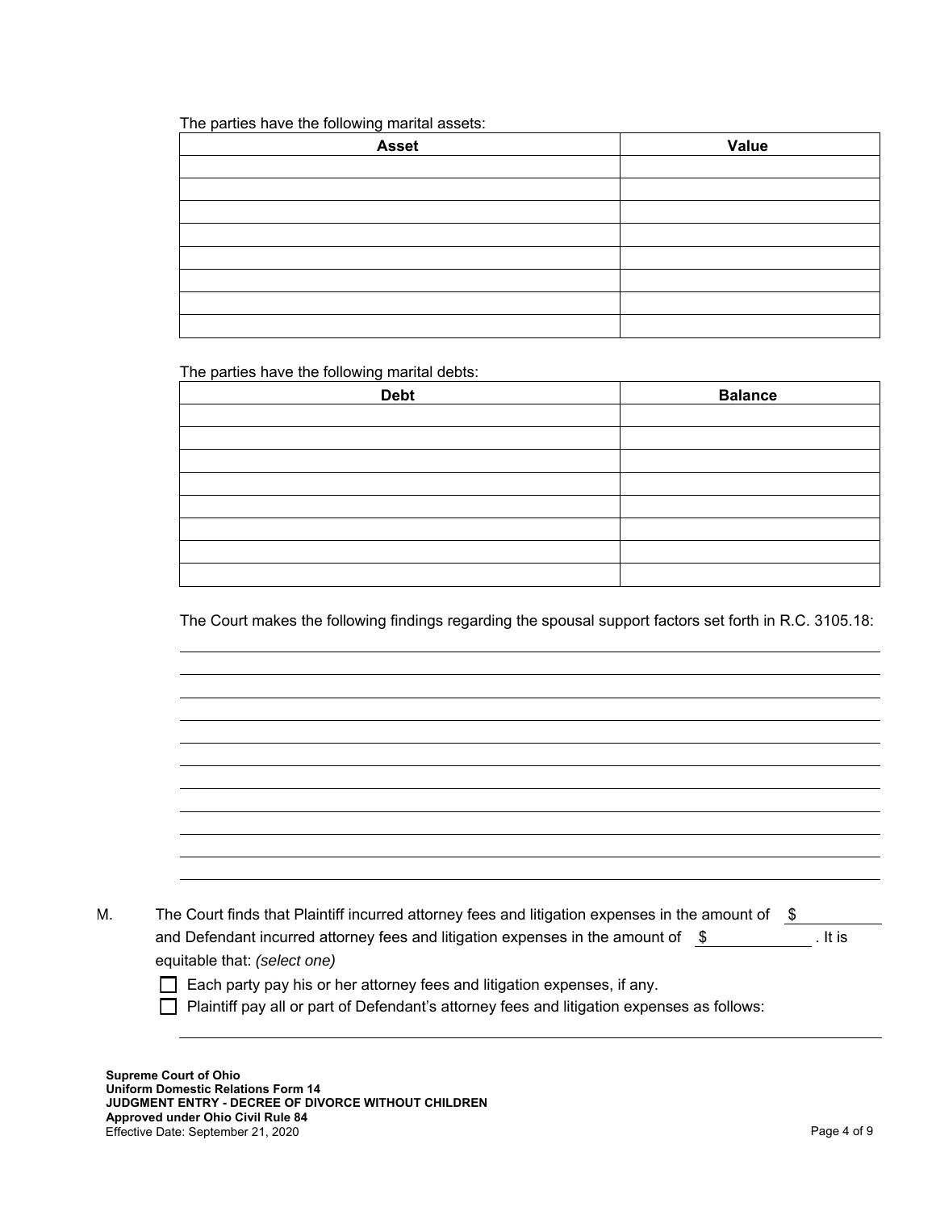The parties have the following marital assets:

| Asset | Value |
| --- | --- |
| | |
| | |
| | |
| | |
| | |
| | |
| | |
| | |

The parties have the following marital debts:

| Debt | Balance |
| --- | --- |
| | |
| | |
| | |
| | |
| | |
| | |
| | |
| | |

The Court makes the following findings regarding the spousal support factors set forth in R.C. 3105.18:

\_\_\_\_\_\_\_\_\_\_\_\_\_\_\_\_\_\_\_\_\_\_\_\_\_\_\_\_\_\_\_\_\_\_\_\_\_\_\_\_\_\_\_\_\_\_\_\_\_\_\_\_\_\_\_\_\_\_\_\_\_\_\_\_\_\_\_\_\_\_\_\_\_\_\_\_\_\_\_\_

\_\_\_\_\_\_\_\_\_\_\_\_\_\_\_\_\_\_\_\_\_\_\_\_\_\_\_\_\_\_\_\_\_\_\_\_\_\_\_\_\_\_\_\_\_\_\_\_\_\_\_\_\_\_\_\_\_\_\_\_\_\_\_\_\_\_\_\_\_\_\_\_\_\_\_\_\_\_\_\_

\_\_\_\_\_\_\_\_\_\_\_\_\_\_\_\_\_\_\_\_\_\_\_\_\_\_\_\_\_\_\_\_\_\_\_\_\_\_\_\_\_\_\_\_\_\_\_\_\_\_\_\_\_\_\_\_\_\_\_\_\_\_\_\_\_\_\_\_\_\_\_\_\_\_\_\_\_\_\_\_

\_\_\_\_\_\_\_\_\_\_\_\_\_\_\_\_\_\_\_\_\_\_\_\_\_\_\_\_\_\_\_\_\_\_\_\_\_\_\_\_\_\_\_\_\_\_\_\_\_\_\_\_\_\_\_\_\_\_\_\_\_\_\_\_\_\_\_\_\_\_\_\_\_\_\_\_\_\_\_\_

\_\_\_\_\_\_\_\_\_\_\_\_\_\_\_\_\_\_\_\_\_\_\_\_\_\_\_\_\_\_\_\_\_\_\_\_\_\_\_\_\_\_\_\_\_\_\_\_\_\_\_\_\_\_\_\_\_\_\_\_\_\_\_\_\_\_\_\_\_\_\_\_\_\_\_\_\_\_\_\_

\_\_\_\_\_\_\_\_\_\_\_\_\_\_\_\_\_\_\_\_\_\_\_\_\_\_\_\_\_\_\_\_\_\_\_\_\_\_\_\_\_\_\_\_\_\_\_\_\_\_\_\_\_\_\_\_\_\_\_\_\_\_\_\_\_\_\_\_\_\_\_\_\_\_\_\_\_\_\_\_

\_\_\_\_\_\_\_\_\_\_\_\_\_\_\_\_\_\_\_\_\_\_\_\_\_\_\_\_\_\_\_\_\_\_\_\_\_\_\_\_\_\_\_\_\_\_\_\_\_\_\_\_\_\_\_\_\_\_\_\_\_\_\_\_\_\_\_\_\_\_\_\_\_\_\_\_\_\_\_\_

\_\_\_\_\_\_\_\_\_\_\_\_\_\_\_\_\_\_\_\_\_\_\_\_\_\_\_\_\_\_\_\_\_\_\_\_\_\_\_\_\_\_\_\_\_\_\_\_\_\_\_\_\_\_\_\_\_\_\_\_\_\_\_\_\_\_\_\_\_\_\_\_\_\_\_\_\_\_\_\_

\_\_\_\_\_\_\_\_\_\_\_\_\_\_\_\_\_\_\_\_\_\_\_\_\_\_\_\_\_\_\_\_\_\_\_\_\_\_\_\_\_\_\_\_\_\_\_\_\_\_\_\_\_\_\_\_\_\_\_\_\_\_\_\_\_\_\_\_\_\_\_\_\_\_\_\_\_\_\_\_

\_\_\_\_\_\_\_\_\_\_\_\_\_\_\_\_\_\_\_\_\_\_\_\_\_\_\_\_\_\_\_\_\_\_\_\_\_\_\_\_\_\_\_\_\_\_\_\_\_\_\_\_\_\_\_\_\_\_\_\_\_\_\_\_\_\_\_\_\_\_\_\_\_\_\_\_\_\_\_\_

M. The Court finds that Plaintiff incurred attorney fees and litigation expenses in the amount of $\_\_\_\_\_\_\_\_\_ and Defendant incurred attorney fees and litigation expenses in the amount of $\_\_\_\_\_\_\_\_\_. It is equitable that: *(select one)*

- ☐ Each party pay his or her attorney fees and litigation expenses, if any.
- ☐ Plaintiff pay all or part of Defendant's attorney fees and litigation expenses as follows:

\_\_\_\_\_\_\_\_\_\_\_\_\_\_\_\_\_\_\_\_\_\_\_\_\_\_\_\_\_\_\_\_\_\_\_\_\_\_\_\_\_\_\_\_\_\_\_\_\_\_\_\_\_\_\_\_\_\_\_\_\_\_\_\_\_\_\_\_\_\_\_\_\_\_\_\_\_\_\_\_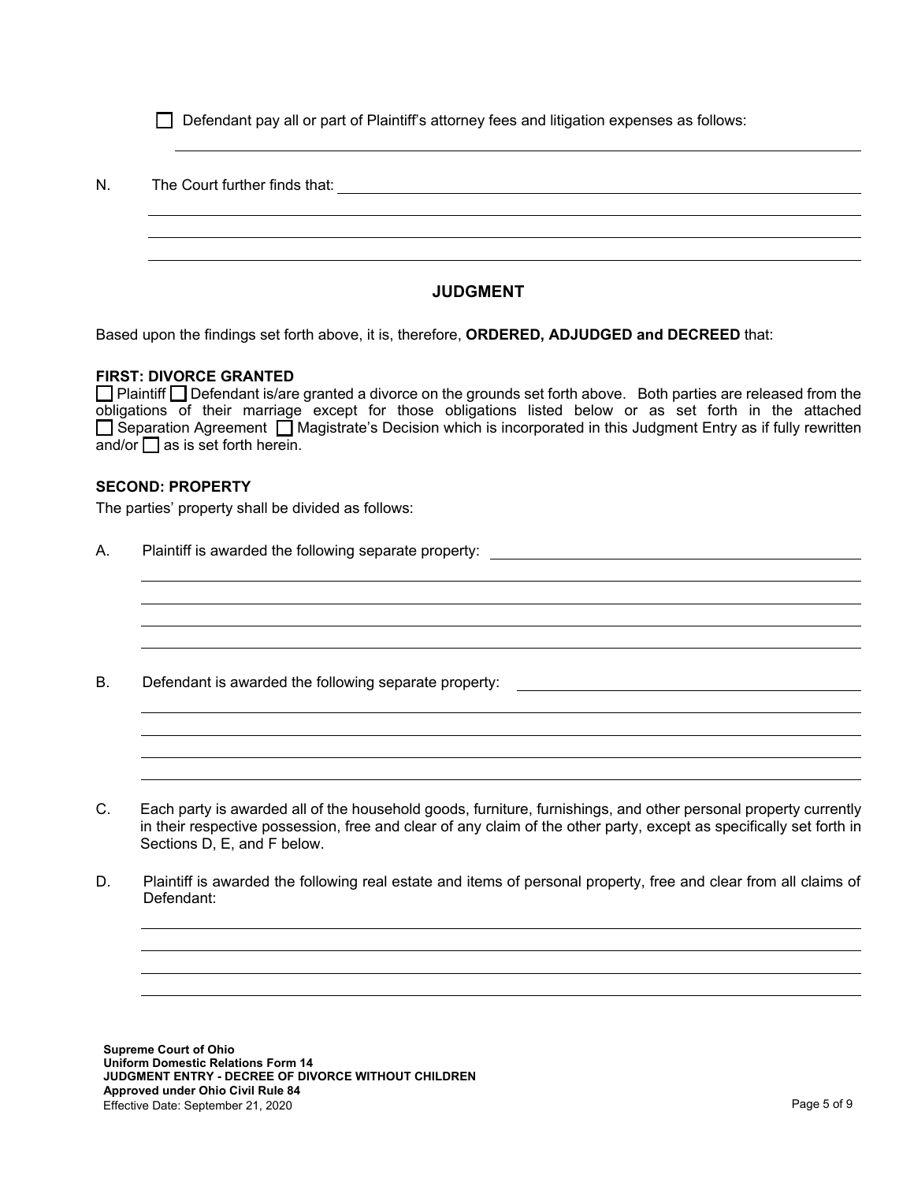☐ Defendant pay all or part of Plaintiff's attorney fees and litigation expenses as follows:

\_\_\_\_\_\_\_\_\_\_\_\_\_\_\_\_\_\_\_\_\_\_\_\_\_\_\_\_\_\_\_\_\_\_\_\_\_\_\_\_\_\_\_\_\_\_\_\_

N. The Court further finds that: \_\_\_\_\_\_\_\_\_\_\_\_\_\_\_\_\_\_\_\_\_\_\_\_\_\_\_\_\_\_\_\_\_\_\_\_\_\_\_\_\_\_\_\_\_\_\_\_

\_\_\_\_\_\_\_\_\_\_\_\_\_\_\_\_\_\_\_\_\_\_\_\_\_\_\_\_\_\_\_\_\_\_\_\_\_\_\_\_\_\_\_\_\_\_\_\_

\_\_\_\_\_\_\_\_\_\_\_\_\_\_\_\_\_\_\_\_\_\_\_\_\_\_\_\_\_\_\_\_\_\_\_\_\_\_\_\_\_\_\_\_\_\_\_\_

\_\_\_\_\_\_\_\_\_\_\_\_\_\_\_\_\_\_\_\_\_\_\_\_\_\_\_\_\_\_\_\_\_\_\_\_\_\_\_\_\_\_\_\_\_\_\_\_

## JUDGMENT

Based upon the findings set forth above, it is, therefore, **ORDERED, ADJUDGED and DECREED** that:

**FIRST: DIVORCE GRANTED**

☐ Plaintiff ☐ Defendant is/are granted a divorce on the grounds set forth above. Both parties are released from the obligations of their marriage except for those obligations listed below or as set forth in the attached ☐ Separation Agreement ☐ Magistrate's Decision which is incorporated in this Judgment Entry as if fully rewritten and/or ☐ as is set forth herein.

**SECOND: PROPERTY**

The parties' property shall be divided as follows:

A. Plaintiff is awarded the following separate property: \_\_\_\_\_\_\_\_\_\_\_\_\_\_\_\_\_\_\_\_\_\_\_\_\_\_\_\_\_\_\_\_\_\_\_\_\_\_\_\_\_\_\_\_\_\_\_\_

\_\_\_\_\_\_\_\_\_\_\_\_\_\_\_\_\_\_\_\_\_\_\_\_\_\_\_\_\_\_\_\_\_\_\_\_\_\_\_\_\_\_\_\_\_\_\_\_

\_\_\_\_\_\_\_\_\_\_\_\_\_\_\_\_\_\_\_\_\_\_\_\_\_\_\_\_\_\_\_\_\_\_\_\_\_\_\_\_\_\_\_\_\_\_\_\_

\_\_\_\_\_\_\_\_\_\_\_\_\_\_\_\_\_\_\_\_\_\_\_\_\_\_\_\_\_\_\_\_\_\_\_\_\_\_\_\_\_\_\_\_\_\_\_\_

\_\_\_\_\_\_\_\_\_\_\_\_\_\_\_\_\_\_\_\_\_\_\_\_\_\_\_\_\_\_\_\_\_\_\_\_\_\_\_\_\_\_\_\_\_\_\_\_

B. Defendant is awarded the following separate property: \_\_\_\_\_\_\_\_\_\_\_\_\_\_\_\_\_\_\_\_\_\_\_\_\_\_\_\_\_\_\_\_\_\_\_\_\_\_\_\_\_\_\_\_\_\_\_\_

\_\_\_\_\_\_\_\_\_\_\_\_\_\_\_\_\_\_\_\_\_\_\_\_\_\_\_\_\_\_\_\_\_\_\_\_\_\_\_\_\_\_\_\_\_\_\_\_

\_\_\_\_\_\_\_\_\_\_\_\_\_\_\_\_\_\_\_\_\_\_\_\_\_\_\_\_\_\_\_\_\_\_\_\_\_\_\_\_\_\_\_\_\_\_\_\_

\_\_\_\_\_\_\_\_\_\_\_\_\_\_\_\_\_\_\_\_\_\_\_\_\_\_\_\_\_\_\_\_\_\_\_\_\_\_\_\_\_\_\_\_\_\_\_\_

\_\_\_\_\_\_\_\_\_\_\_\_\_\_\_\_\_\_\_\_\_\_\_\_\_\_\_\_\_\_\_\_\_\_\_\_\_\_\_\_\_\_\_\_\_\_\_\_

C. Each party is awarded all of the household goods, furniture, furnishings, and other personal property currently in their respective possession, free and clear of any claim of the other party, except as specifically set forth in Sections D, E, and F below.

D. Plaintiff is awarded the following real estate and items of personal property, free and clear from all claims of Defendant:

\_\_\_\_\_\_\_\_\_\_\_\_\_\_\_\_\_\_\_\_\_\_\_\_\_\_\_\_\_\_\_\_\_\_\_\_\_\_\_\_\_\_\_\_\_\_\_\_

\_\_\_\_\_\_\_\_\_\_\_\_\_\_\_\_\_\_\_\_\_\_\_\_\_\_\_\_\_\_\_\_\_\_\_\_\_\_\_\_\_\_\_\_\_\_\_\_

\_\_\_\_\_\_\_\_\_\_\_\_\_\_\_\_\_\_\_\_\_\_\_\_\_\_\_\_\_\_\_\_\_\_\_\_\_\_\_\_\_\_\_\_\_\_\_\_

\_\_\_\_\_\_\_\_\_\_\_\_\_\_\_\_\_\_\_\_\_\_\_\_\_\_\_\_\_\_\_\_\_\_\_\_\_\_\_\_\_\_\_\_\_\_\_\_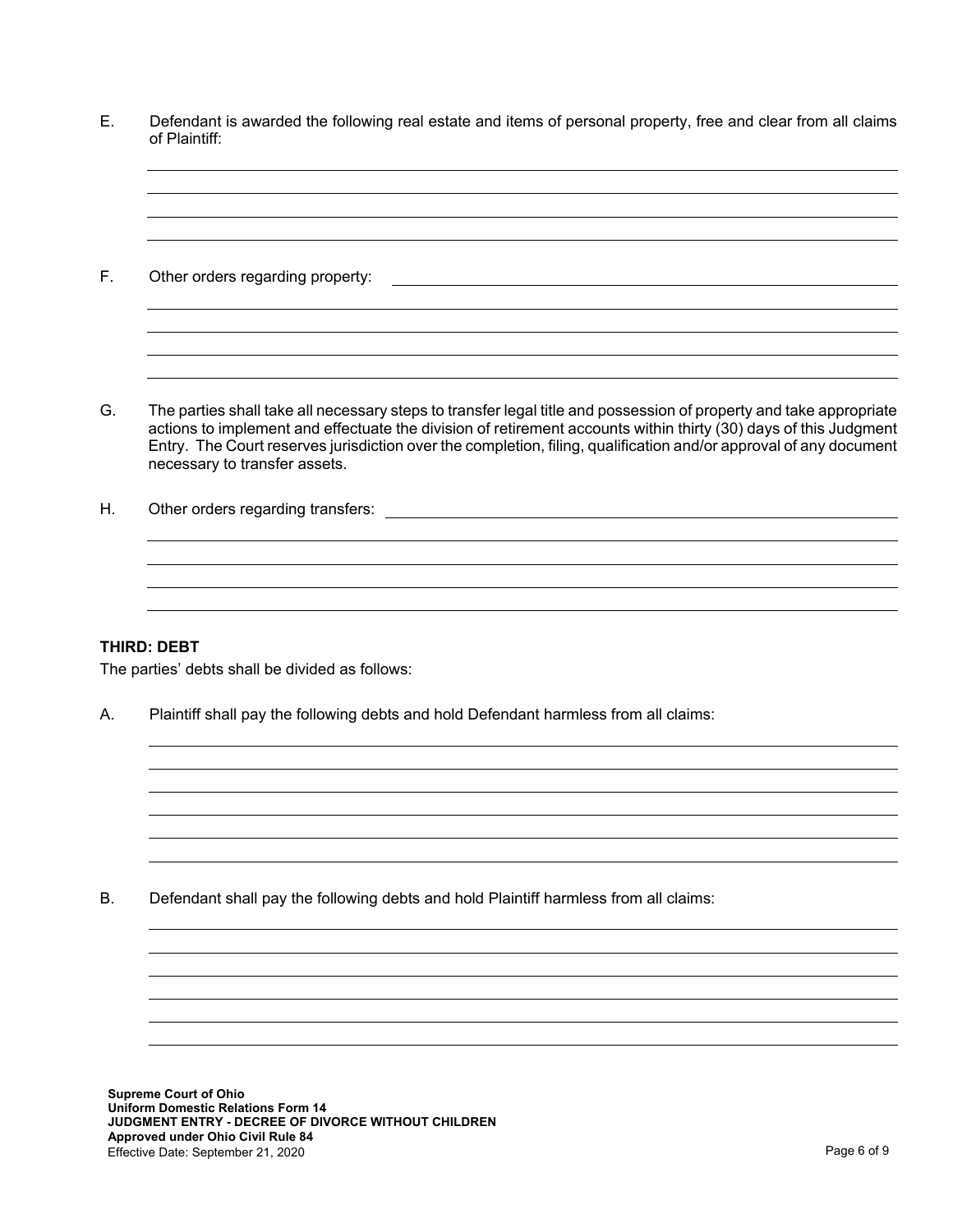E. Defendant is awarded the following real estate and items of personal property, free and clear from all claims of Plaintiff:

______________________________________________________________________________

______________________________________________________________________________

______________________________________________________________________________

______________________________________________________________________________

F. Other orders regarding property: ______________________________________________

______________________________________________________________________________

______________________________________________________________________________

______________________________________________________________________________

______________________________________________________________________________

G. The parties shall take all necessary steps to transfer legal title and possession of property and take appropriate actions to implement and effectuate the division of retirement accounts within thirty (30) days of this Judgment Entry. The Court reserves jurisdiction over the completion, filing, qualification and/or approval of any document necessary to transfer assets.

H. Other orders regarding transfers: ______________________________________________

______________________________________________________________________________

______________________________________________________________________________

______________________________________________________________________________

______________________________________________________________________________

**THIRD: DEBT**

The parties' debts shall be divided as follows:

A. Plaintiff shall pay the following debts and hold Defendant harmless from all claims:

______________________________________________________________________________

______________________________________________________________________________

______________________________________________________________________________

______________________________________________________________________________

______________________________________________________________________________

______________________________________________________________________________

B. Defendant shall pay the following debts and hold Plaintiff harmless from all claims:

______________________________________________________________________________

______________________________________________________________________________

______________________________________________________________________________

______________________________________________________________________________

______________________________________________________________________________

______________________________________________________________________________

**Supreme Court of Ohio**
**Uniform Domestic Relations Form 14**
**JUDGMENT ENTRY - DECREE OF DIVORCE WITHOUT CHILDREN**
**Approved under Ohio Civil Rule 84**
Effective Date: September 21, 2020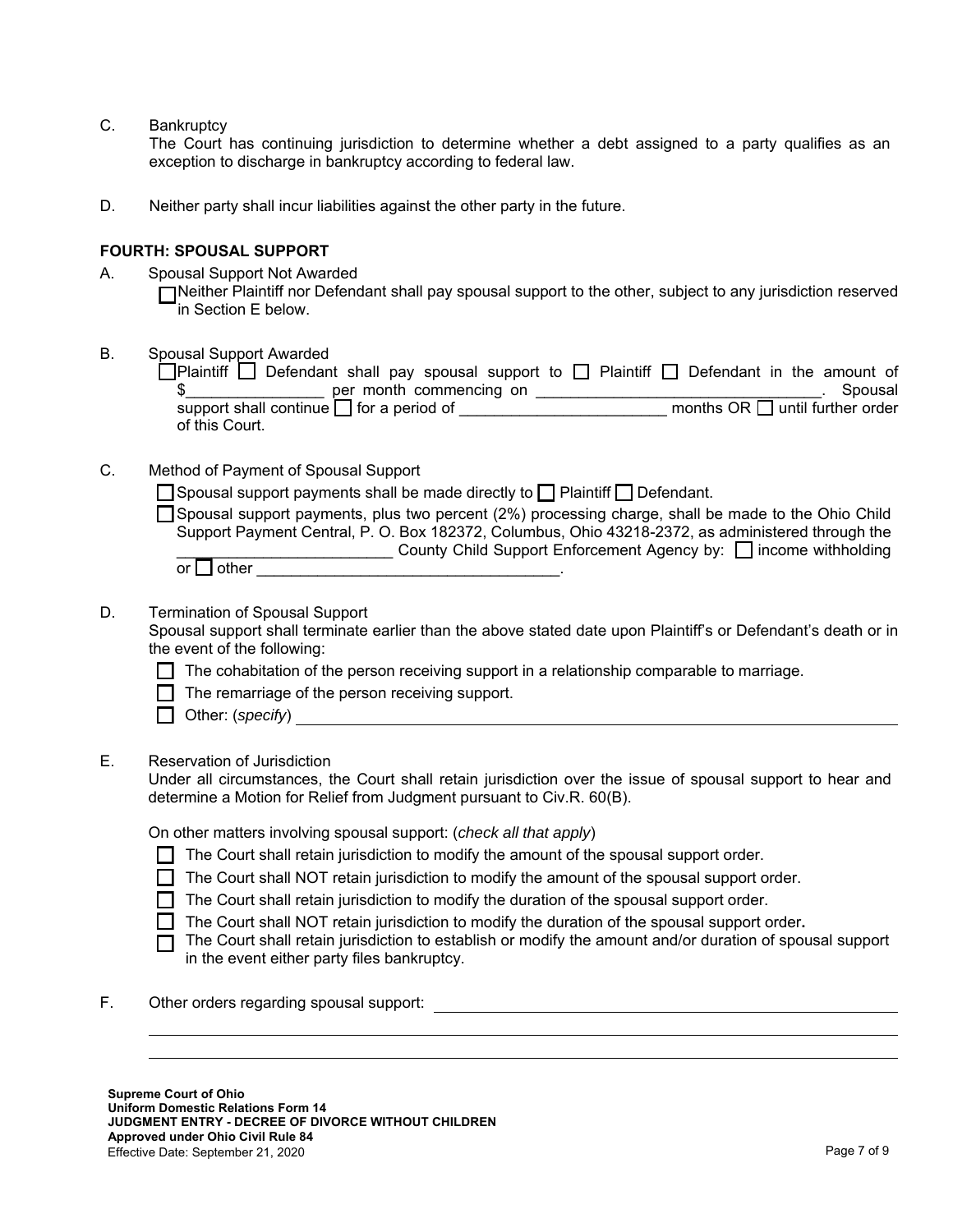C. Bankruptcy

The Court has continuing jurisdiction to determine whether a debt assigned to a party qualifies as an exception to discharge in bankruptcy according to federal law.

D. Neither party shall incur liabilities against the other party in the future.

**FOURTH: SPOUSAL SUPPORT**

A. Spousal Support Not Awarded

☐ Neither Plaintiff nor Defendant shall pay spousal support to the other, subject to any jurisdiction reserved in Section E below.

B. Spousal Support Awarded

☐ Plaintiff ☐ Defendant shall pay spousal support to ☐ Plaintiff ☐ Defendant in the amount of $________________ per month commencing on ________________________________. Spousal support shall continue ☐ for a period of ________________________ months OR ☐ until further order of this Court.

C. Method of Payment of Spousal Support

☐ Spousal support payments shall be made directly to ☐ Plaintiff ☐ Defendant.

☐ Spousal support payments, plus two percent (2%) processing charge, shall be made to the Ohio Child Support Payment Central, P. O. Box 182372, Columbus, Ohio 43218-2372, as administered through the ________________________ County Child Support Enforcement Agency by: ☐ income withholding or ☐ other __________________________________.

D. Termination of Spousal Support

Spousal support shall terminate earlier than the above stated date upon Plaintiff's or Defendant's death or in the event of the following:

☐ The cohabitation of the person receiving support in a relationship comparable to marriage.

☐ The remarriage of the person receiving support.

☐ Other: (*specify*) ____________________________________________

E. Reservation of Jurisdiction

Under all circumstances, the Court shall retain jurisdiction over the issue of spousal support to hear and determine a Motion for Relief from Judgment pursuant to Civ.R. 60(B).

On other matters involving spousal support: (*check all that apply*)

☐ The Court shall retain jurisdiction to modify the amount of the spousal support order.

☐ The Court shall NOT retain jurisdiction to modify the amount of the spousal support order.

☐ The Court shall retain jurisdiction to modify the duration of the spousal support order.

☐ The Court shall NOT retain jurisdiction to modify the duration of the spousal support order.

☐ The Court shall retain jurisdiction to establish or modify the amount and/or duration of spousal support in the event either party files bankruptcy.

F. Other orders regarding spousal support: ____________________________________________

____________________________________________

____________________________________________

**Supreme Court of Ohio**
**Uniform Domestic Relations Form 14**
**JUDGMENT ENTRY - DECREE OF DIVORCE WITHOUT CHILDREN**
**Approved under Ohio Civil Rule 84**
Effective Date: September 21, 2020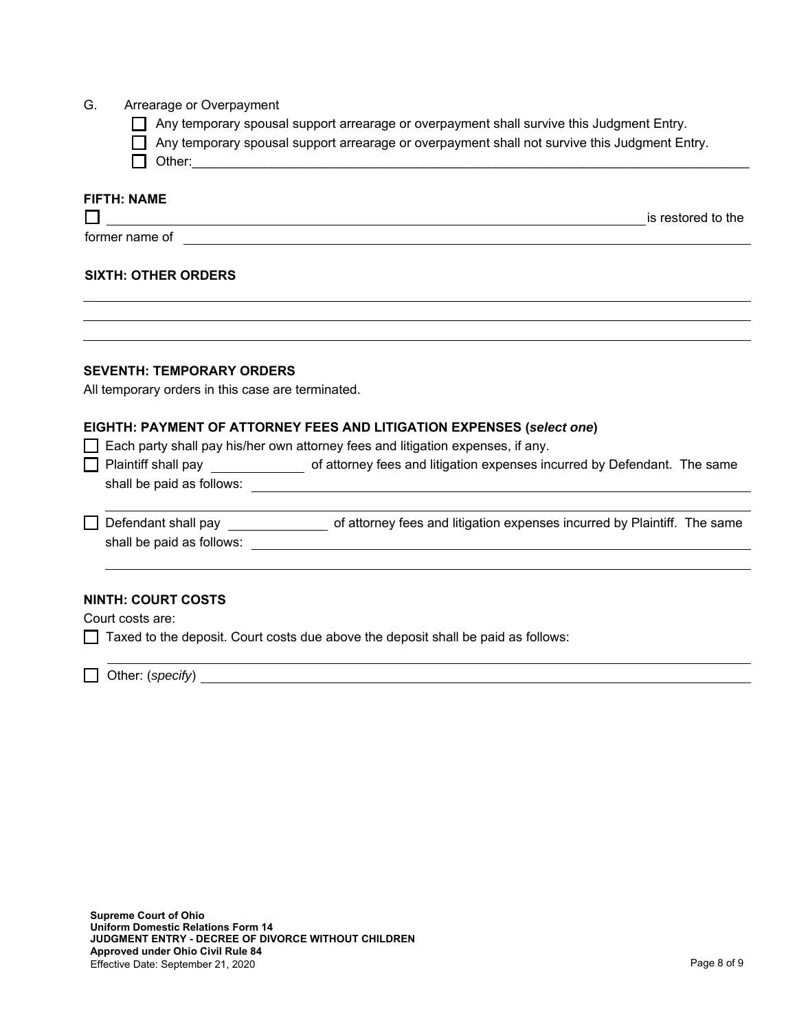G. Arrearage or Overpayment

- ☐ Any temporary spousal support arrearage or overpayment shall survive this Judgment Entry.
- ☐ Any temporary spousal support arrearage or overpayment shall not survive this Judgment Entry.
- ☐ Other:\_\_\_\_\_\_\_\_\_\_\_\_\_\_\_\_\_\_\_\_\_\_\_\_\_\_\_\_\_\_\_\_\_\_\_\_\_\_\_\_\_\_\_\_\_\_\_\_\_\_\_\_\_\_\_\_\_\_\_\_\_\_\_\_\_\_\_\_\_\_\_\_

**FIFTH: NAME**

☐ \_\_\_\_\_\_\_\_\_\_\_\_\_\_\_\_\_\_\_\_\_\_\_\_\_\_\_\_\_\_\_\_\_\_\_\_\_\_\_\_\_\_\_\_\_\_\_\_\_\_\_\_\_\_\_\_\_\_\_\_\_\_\_\_\_\_ is restored to the former name of \_\_\_\_\_\_\_\_\_\_\_\_\_\_\_\_\_\_\_\_\_\_\_\_\_\_\_\_\_\_\_\_\_\_\_\_\_\_\_\_\_\_\_\_\_\_\_\_\_\_\_\_\_\_\_\_\_\_\_\_\_\_\_\_\_\_

**SIXTH: OTHER ORDERS**

\_\_\_\_\_\_\_\_\_\_\_\_\_\_\_\_\_\_\_\_\_\_\_\_\_\_\_\_\_\_\_\_\_\_\_\_\_\_\_\_\_\_\_\_\_\_\_\_\_\_\_\_\_\_\_\_\_\_\_\_\_\_\_\_\_\_\_\_\_\_\_\_\_\_\_\_\_\_\_\_\_\_

\_\_\_\_\_\_\_\_\_\_\_\_\_\_\_\_\_\_\_\_\_\_\_\_\_\_\_\_\_\_\_\_\_\_\_\_\_\_\_\_\_\_\_\_\_\_\_\_\_\_\_\_\_\_\_\_\_\_\_\_\_\_\_\_\_\_\_\_\_\_\_\_\_\_\_\_\_\_\_\_\_\_

\_\_\_\_\_\_\_\_\_\_\_\_\_\_\_\_\_\_\_\_\_\_\_\_\_\_\_\_\_\_\_\_\_\_\_\_\_\_\_\_\_\_\_\_\_\_\_\_\_\_\_\_\_\_\_\_\_\_\_\_\_\_\_\_\_\_\_\_\_\_\_\_\_\_\_\_\_\_\_\_\_\_

**SEVENTH: TEMPORARY ORDERS**

All temporary orders in this case are terminated.

**EIGHTH: PAYMENT OF ATTORNEY FEES AND LITIGATION EXPENSES (*select one*)**

- ☐ Each party shall pay his/her own attorney fees and litigation expenses, if any.
- ☐ Plaintiff shall pay \_\_\_\_\_\_\_\_\_\_\_\_ of attorney fees and litigation expenses incurred by Defendant. The same shall be paid as follows: \_\_\_\_\_\_\_\_\_\_\_\_\_\_\_\_\_\_\_\_\_\_\_\_\_\_\_\_\_\_\_\_\_\_\_\_\_\_\_\_\_\_\_\_\_\_\_\_\_\_\_\_\_\_\_\_\_\_\_\_\_\_\_\_\_\_\_\_\_\_\_\_\_\_\_\_\_\_\_\_\_\_\_\_\_\_\_\_\_\_\_\_\_\_\_\_\_\_\_\_\_\_\_\_\_\_\_\_\_\_\_\_\_\_\_\_\_\_\_\_\_\_\_\_\_\_\_\_\_\_\_\_\_\_\_\_\_\_\_\_\_\_\_\_\_\_\_\_\_\_\_\_\_\_\_\_\_\_\_\_\_\_\_\_\_\_\_\_\_\_\_\_\_\_\_\_\_\_\_\_\_\_\_\_\_\_\_\_
- ☐ Defendant shall pay \_\_\_\_\_\_\_\_\_\_\_\_ of attorney fees and litigation expenses incurred by Plaintiff. The same shall be paid as follows: \_\_\_\_\_\_\_\_\_\_\_\_\_\_\_\_\_\_\_\_\_\_\_\_\_\_\_\_\_\_\_\_\_\_\_\_\_\_\_\_\_\_\_\_\_\_\_\_\_\_\_\_\_\_\_\_\_\_\_\_\_\_\_\_\_\_\_\_\_\_\_\_\_\_\_\_\_\_\_\_\_\_\_\_\_\_\_\_\_\_\_\_\_\_\_\_\_\_\_\_\_\_\_\_\_\_\_\_\_\_\_\_\_\_\_\_\_\_\_\_\_\_\_\_\_\_\_\_\_\_\_\_\_\_\_\_\_\_\_\_\_\_\_\_\_\_\_\_\_\_\_\_\_\_\_\_\_\_\_\_\_\_\_\_\_\_\_\_\_\_\_\_\_\_\_\_\_\_\_\_\_\_\_\_\_\_\_\_

**NINTH: COURT COSTS**

Court costs are:

- ☐ Taxed to the deposit. Court costs due above the deposit shall be paid as follows: \_\_\_\_\_\_\_\_\_\_\_\_\_\_\_\_\_\_\_\_\_\_\_\_\_\_\_\_\_\_\_\_\_\_\_\_\_\_\_\_\_\_\_\_\_\_\_\_\_\_\_\_\_\_\_\_\_\_\_\_\_\_\_\_\_\_\_\_\_\_\_\_\_\_\_\_\_\_\_\_\_\_
- ☐ Other: (*specify*) \_\_\_\_\_\_\_\_\_\_\_\_\_\_\_\_\_\_\_\_\_\_\_\_\_\_\_\_\_\_\_\_\_\_\_\_\_\_\_\_\_\_\_\_\_\_\_\_\_\_\_\_\_\_\_\_\_\_\_\_\_\_\_\_\_\_\_\_\_

**Supreme Court of Ohio**
**Uniform Domestic Relations Form 14**
**JUDGMENT ENTRY - DECREE OF DIVORCE WITHOUT CHILDREN**
**Approved under Ohio Civil Rule 84**
Effective Date: September 21, 2020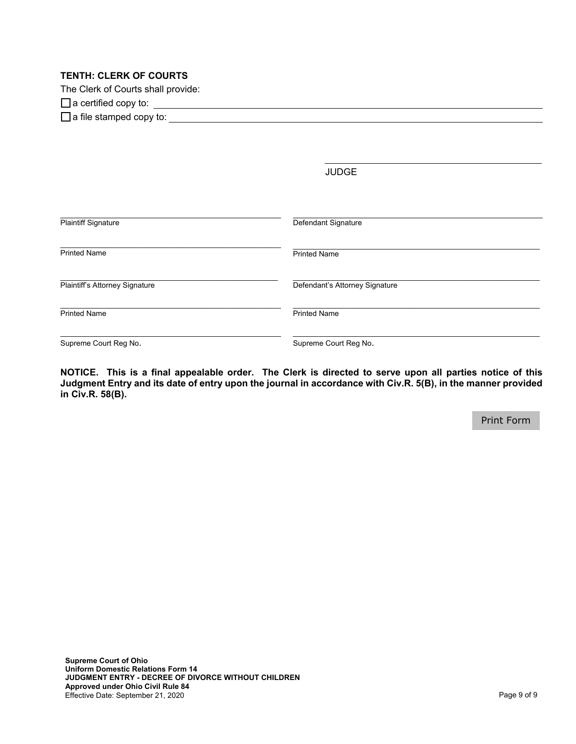**TENTH: CLERK OF COURTS**

The Clerk of Courts shall provide:

☐ a certified copy to: ______________________________________________

☐ a file stamped copy to: ___________________________________________

______________________________
JUDGE

| | |
|---|---|
| ______________________________ Plaintiff Signature | ______________________________ Defendant Signature |
| ______________________________ Printed Name | ______________________________ Printed Name |
| ______________________________ Plaintiff's Attorney Signature | ______________________________ Defendant's Attorney Signature |
| ______________________________ Printed Name | ______________________________ Printed Name |
| ______________________________ Supreme Court Reg No. | ______________________________ Supreme Court Reg No. |

**NOTICE. This is a final appealable order. The Clerk is directed to serve upon all parties notice of this Judgment Entry and its date of entry upon the journal in accordance with Civ.R. 5(B), in the manner provided in Civ.R. 58(B).**

Print Form

**Supreme Court of Ohio**
**Uniform Domestic Relations Form 14**
**JUDGMENT ENTRY - DECREE OF DIVORCE WITHOUT CHILDREN**
**Approved under Ohio Civil Rule 84**
Effective Date: September 21, 2020